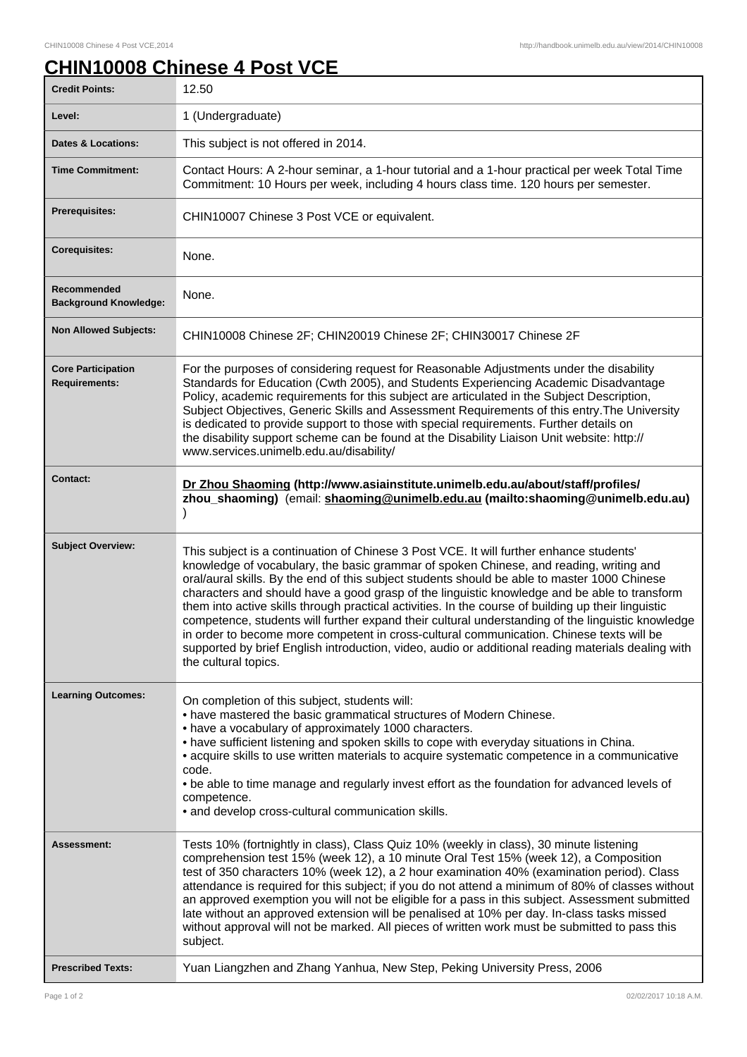# CHIN10008 Chinese 4 Post VCE

| | |
|---|---|
| **Credit Points:** | 12.50 |
| **Level:** | 1 (Undergraduate) |
| **Dates & Locations:** | This subject is not offered in 2014. |
| **Time Commitment:** | Contact Hours: A 2-hour seminar, a 1-hour tutorial and a 1-hour practical per week Total Time Commitment: 10 Hours per week, including 4 hours class time. 120 hours per semester. |
| **Prerequisites:** | CHIN10007 Chinese 3 Post VCE or equivalent. |
| **Corequisites:** | None. |
| **Recommended Background Knowledge:** | None. |
| **Non Allowed Subjects:** | CHIN10008 Chinese 2F; CHIN20019 Chinese 2F; CHIN30017 Chinese 2F |
| **Core Participation Requirements:** | For the purposes of considering request for Reasonable Adjustments under the disability Standards for Education (Cwth 2005), and Students Experiencing Academic Disadvantage Policy, academic requirements for this subject are articulated in the Subject Description, Subject Objectives, Generic Skills and Assessment Requirements of this entry.The University is dedicated to provide support to those with special requirements. Further details on the disability support scheme can be found at the Disability Liaison Unit website: http://www.services.unimelb.edu.au/disability/ |
| **Contact:** | **Dr Zhou Shaoming (http://www.asiainstitute.unimelb.edu.au/about/staff/profiles/zhou_shaoming)** (email: **shaoming@unimelb.edu.au (mailto:shaoming@unimelb.edu.au)** ) |
| **Subject Overview:** | This subject is a continuation of Chinese 3 Post VCE. It will further enhance students' knowledge of vocabulary, the basic grammar of spoken Chinese, and reading, writing and oral/aural skills. By the end of this subject students should be able to master 1000 Chinese characters and should have a good grasp of the linguistic knowledge and be able to transform them into active skills through practical activities. In the course of building up their linguistic competence, students will further expand their cultural understanding of the linguistic knowledge in order to become more competent in cross-cultural communication. Chinese texts will be supported by brief English introduction, video, audio or additional reading materials dealing with the cultural topics. |
| **Learning Outcomes:** | On completion of this subject, students will:<br>• have mastered the basic grammatical structures of Modern Chinese.<br>• have a vocabulary of approximately 1000 characters.<br>• have sufficient listening and spoken skills to cope with everyday situations in China.<br>• acquire skills to use written materials to acquire systematic competence in a communicative code.<br>• be able to time manage and regularly invest effort as the foundation for advanced levels of competence.<br>• and develop cross-cultural communication skills. |
| **Assessment:** | Tests 10% (fortnightly in class), Class Quiz 10% (weekly in class), 30 minute listening comprehension test 15% (week 12), a 10 minute Oral Test 15% (week 12), a Composition test of 350 characters 10% (week 12), a 2 hour examination 40% (examination period). Class attendance is required for this subject; if you do not attend a minimum of 80% of classes without an approved exemption you will not be eligible for a pass in this subject. Assessment submitted late without an approved extension will be penalised at 10% per day. In-class tasks missed without approval will not be marked. All pieces of written work must be submitted to pass this subject. |
| **Prescribed Texts:** | Yuan Liangzhen and Zhang Yanhua, New Step, Peking University Press, 2006 |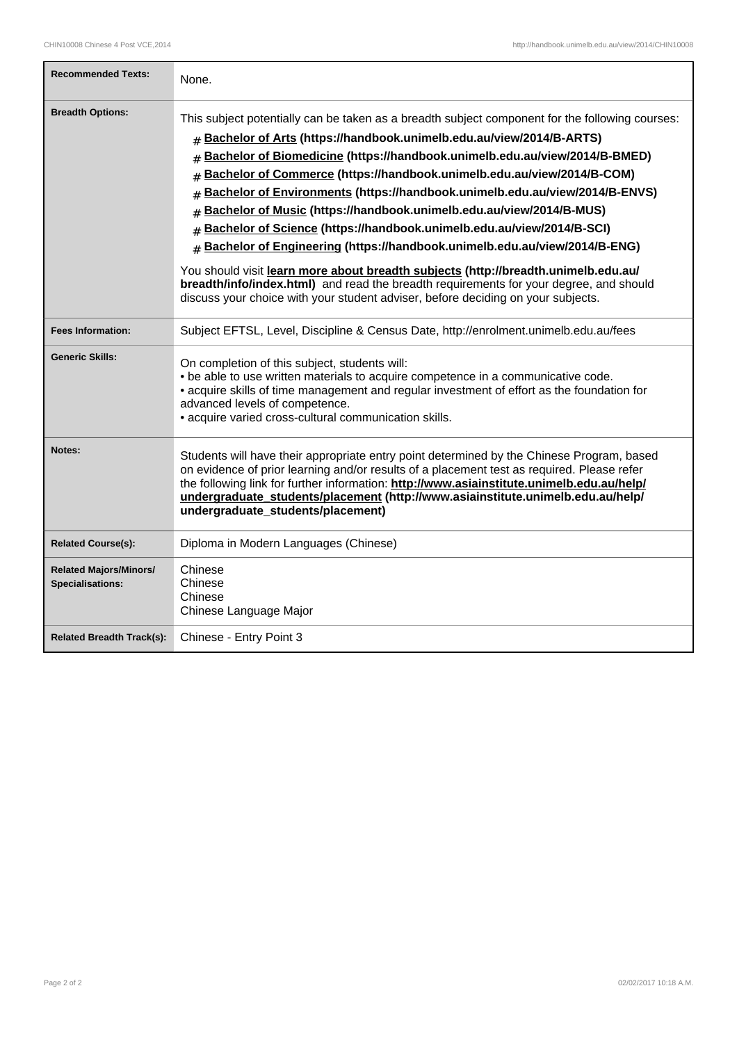| | |
|---|---|
| **Recommended Texts:** | None. |
| **Breadth Options:** | This subject potentially can be taken as a breadth subject component for the following courses:<br># **Bachelor of Arts (https://handbook.unimelb.edu.au/view/2014/B-ARTS)**<br># **Bachelor of Biomedicine (https://handbook.unimelb.edu.au/view/2014/B-BMED)**<br># **Bachelor of Commerce (https://handbook.unimelb.edu.au/view/2014/B-COM)**<br># **Bachelor of Environments (https://handbook.unimelb.edu.au/view/2014/B-ENVS)**<br># **Bachelor of Music (https://handbook.unimelb.edu.au/view/2014/B-MUS)**<br># **Bachelor of Science (https://handbook.unimelb.edu.au/view/2014/B-SCI)**<br># **Bachelor of Engineering (https://handbook.unimelb.edu.au/view/2014/B-ENG)**<br>You should visit **learn more about breadth subjects (http://breadth.unimelb.edu.au/breadth/info/index.html)** and read the breadth requirements for your degree, and should discuss your choice with your student adviser, before deciding on your subjects. |
| **Fees Information:** | Subject EFTSL, Level, Discipline & Census Date, http://enrolment.unimelb.edu.au/fees |
| **Generic Skills:** | On completion of this subject, students will:<br>• be able to use written materials to acquire competence in a communicative code.<br>• acquire skills of time management and regular investment of effort as the foundation for advanced levels of competence.<br>• acquire varied cross-cultural communication skills. |
| **Notes:** | Students will have their appropriate entry point determined by the Chinese Program, based on evidence of prior learning and/or results of a placement test as required. Please refer the following link for further information: **http://www.asiainstitute.unimelb.edu.au/help/undergraduate_students/placement (http://www.asiainstitute.unimelb.edu.au/help/undergraduate_students/placement)** |
| **Related Course(s):** | Diploma in Modern Languages (Chinese) |
| **Related Majors/Minors/ Specialisations:** | Chinese<br>Chinese<br>Chinese<br>Chinese Language Major |
| **Related Breadth Track(s):** | Chinese - Entry Point 3 |